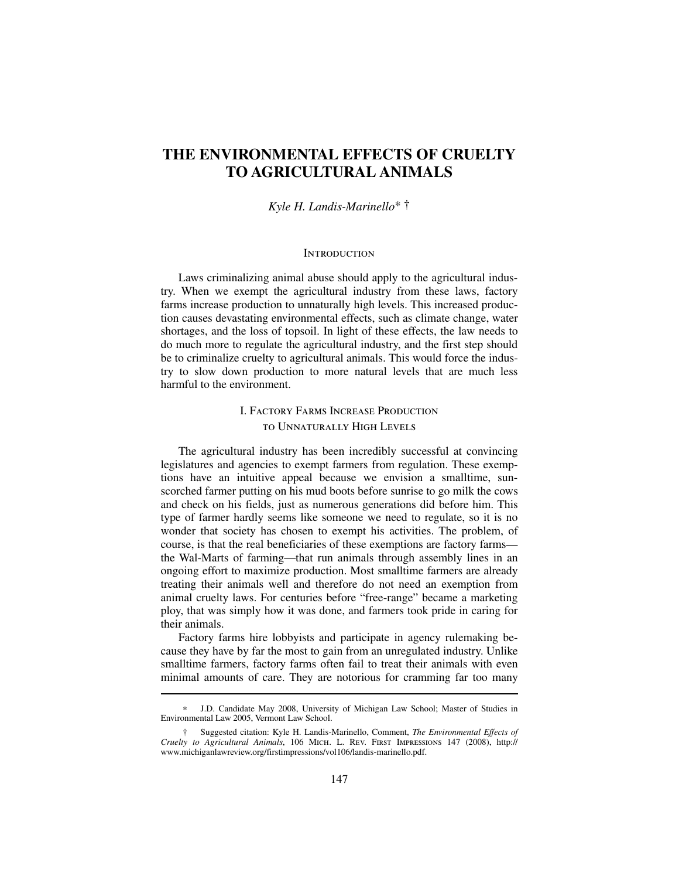# THE ENVIRONMENTAL EFFECTS OF CRUELTY TO AGRICULTURAL ANIMALS

*Kyle H. Landis-Marinello*\* †

## Introduction

Laws criminalizing animal abuse should apply to the agricultural industry. When we exempt the agricultural industry from these laws, factory farms increase production to unnaturally high levels. This increased production causes devastating environmental effects, such as climate change, water shortages, and the loss of topsoil. In light of these effects, the law needs to do much more to regulate the agricultural industry, and the first step should be to criminalize cruelty to agricultural animals. This would force the industry to slow down production to more natural levels that are much less harmful to the environment.

## I. Factory Farms Increase Production to Unnaturally High Levels

The agricultural industry has been incredibly successful at convincing legislatures and agencies to exempt farmers from regulation. These exemptions have an intuitive appeal because we envision a smalltime, sun-scorched farmer putting on his mud boots before sunrise to go milk the cows and check on his fields, just as numerous generations did before him. This type of farmer hardly seems like someone we need to regulate, so it is no wonder that society has chosen to exempt his activities. The problem, of course, is that the real beneficiaries of these exemptions are factory farms—the Wal-Marts of farming—that run animals through assembly lines in an ongoing effort to maximize production. Most smalltime farmers are already treating their animals well and therefore do not need an exemption from animal cruelty laws. For centuries before "free-range" became a marketing ploy, that was simply how it was done, and farmers took pride in caring for their animals.

Factory farms hire lobbyists and participate in agency rulemaking because they have by far the most to gain from an unregulated industry. Unlike smalltime farmers, factory farms often fail to treat their animals with even minimal amounts of care. They are notorious for cramming far too many

---

\* J.D. Candidate May 2008, University of Michigan Law School; Master of Studies in Environmental Law 2005, Vermont Law School.

† Suggested citation: Kyle H. Landis-Marinello, Comment, *The Environmental Effects of Cruelty to Agricultural Animals*, 106 Mich. L. Rev. First Impressions 147 (2008), http://www.michiganlawreview.org/firstimpressions/vol106/landis-marinello.pdf.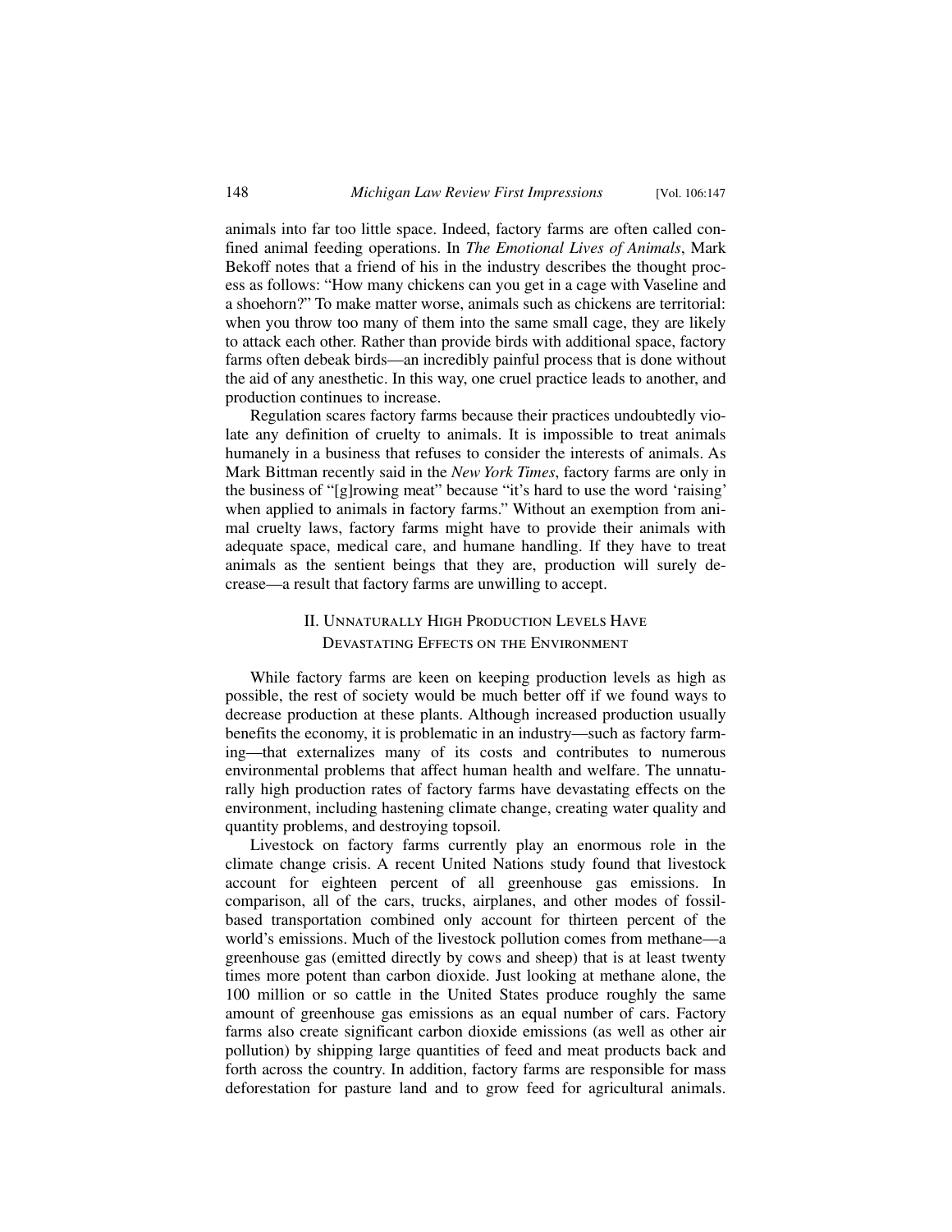animals into far too little space. Indeed, factory farms are often called confined animal feeding operations. In *The Emotional Lives of Animals*, Mark Bekoff notes that a friend of his in the industry describes the thought process as follows: "How many chickens can you get in a cage with Vaseline and a shoehorn?" To make matter worse, animals such as chickens are territorial: when you throw too many of them into the same small cage, they are likely to attack each other. Rather than provide birds with additional space, factory farms often debeak birds—an incredibly painful process that is done without the aid of any anesthetic. In this way, one cruel practice leads to another, and production continues to increase.

Regulation scares factory farms because their practices undoubtedly violate any definition of cruelty to animals. It is impossible to treat animals humanely in a business that refuses to consider the interests of animals. As Mark Bittman recently said in the *New York Times*, factory farms are only in the business of "[g]rowing meat" because "it's hard to use the word 'raising' when applied to animals in factory farms." Without an exemption from animal cruelty laws, factory farms might have to provide their animals with adequate space, medical care, and humane handling. If they have to treat animals as the sentient beings that they are, production will surely decrease—a result that factory farms are unwilling to accept.

## II. Unnaturally High Production Levels Have Devastating Effects on the Environment

While factory farms are keen on keeping production levels as high as possible, the rest of society would be much better off if we found ways to decrease production at these plants. Although increased production usually benefits the economy, it is problematic in an industry—such as factory farming—that externalizes many of its costs and contributes to numerous environmental problems that affect human health and welfare. The unnaturally high production rates of factory farms have devastating effects on the environment, including hastening climate change, creating water quality and quantity problems, and destroying topsoil.

Livestock on factory farms currently play an enormous role in the climate change crisis. A recent United Nations study found that livestock account for eighteen percent of all greenhouse gas emissions. In comparison, all of the cars, trucks, airplanes, and other modes of fossil-based transportation combined only account for thirteen percent of the world's emissions. Much of the livestock pollution comes from methane—a greenhouse gas (emitted directly by cows and sheep) that is at least twenty times more potent than carbon dioxide. Just looking at methane alone, the 100 million or so cattle in the United States produce roughly the same amount of greenhouse gas emissions as an equal number of cars. Factory farms also create significant carbon dioxide emissions (as well as other air pollution) by shipping large quantities of feed and meat products back and forth across the country. In addition, factory farms are responsible for mass deforestation for pasture land and to grow feed for agricultural animals.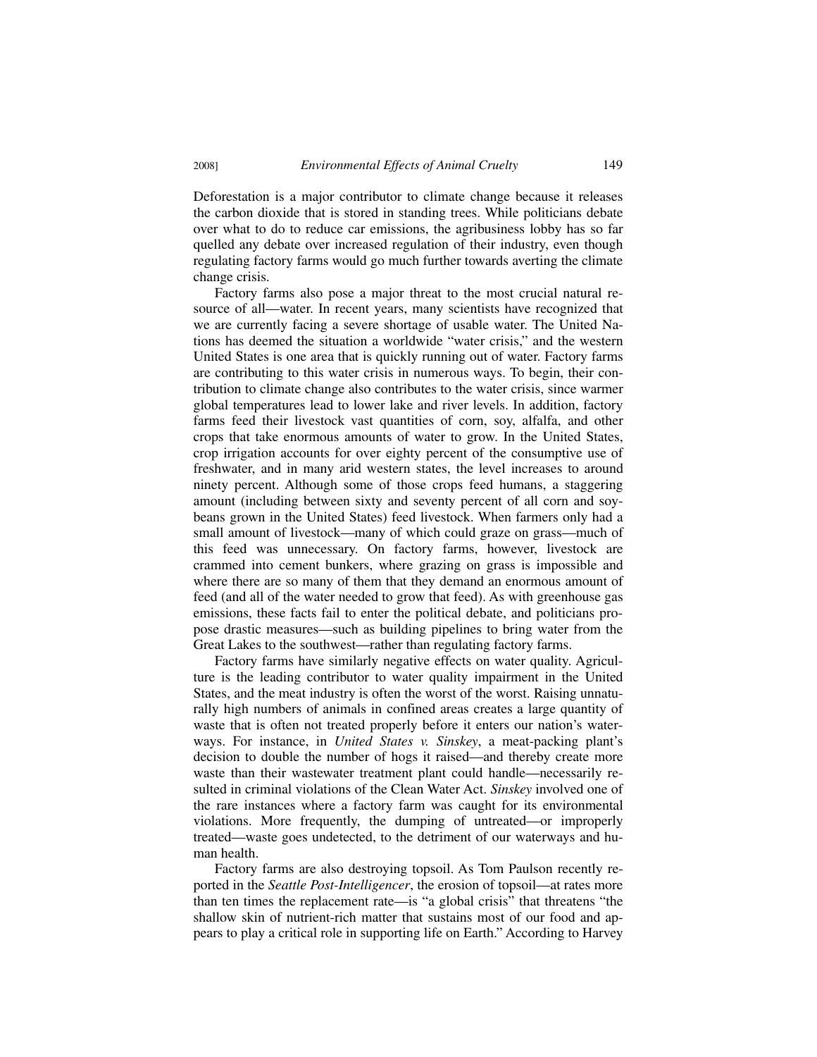Deforestation is a major contributor to climate change because it releases the carbon dioxide that is stored in standing trees. While politicians debate over what to do to reduce car emissions, the agribusiness lobby has so far quelled any debate over increased regulation of their industry, even though regulating factory farms would go much further towards averting the climate change crisis.

Factory farms also pose a major threat to the most crucial natural resource of all—water. In recent years, many scientists have recognized that we are currently facing a severe shortage of usable water. The United Nations has deemed the situation a worldwide "water crisis," and the western United States is one area that is quickly running out of water. Factory farms are contributing to this water crisis in numerous ways. To begin, their contribution to climate change also contributes to the water crisis, since warmer global temperatures lead to lower lake and river levels. In addition, factory farms feed their livestock vast quantities of corn, soy, alfalfa, and other crops that take enormous amounts of water to grow. In the United States, crop irrigation accounts for over eighty percent of the consumptive use of freshwater, and in many arid western states, the level increases to around ninety percent. Although some of those crops feed humans, a staggering amount (including between sixty and seventy percent of all corn and soybeans grown in the United States) feed livestock. When farmers only had a small amount of livestock—many of which could graze on grass—much of this feed was unnecessary. On factory farms, however, livestock are crammed into cement bunkers, where grazing on grass is impossible and where there are so many of them that they demand an enormous amount of feed (and all of the water needed to grow that feed). As with greenhouse gas emissions, these facts fail to enter the political debate, and politicians propose drastic measures—such as building pipelines to bring water from the Great Lakes to the southwest—rather than regulating factory farms.

Factory farms have similarly negative effects on water quality. Agriculture is the leading contributor to water quality impairment in the United States, and the meat industry is often the worst of the worst. Raising unnaturally high numbers of animals in confined areas creates a large quantity of waste that is often not treated properly before it enters our nation's waterways. For instance, in *United States v. Sinskey*, a meat-packing plant's decision to double the number of hogs it raised—and thereby create more waste than their wastewater treatment plant could handle—necessarily resulted in criminal violations of the Clean Water Act. *Sinskey* involved one of the rare instances where a factory farm was caught for its environmental violations. More frequently, the dumping of untreated—or improperly treated—waste goes undetected, to the detriment of our waterways and human health.

Factory farms are also destroying topsoil. As Tom Paulson recently reported in the *Seattle Post-Intelligencer*, the erosion of topsoil—at rates more than ten times the replacement rate—is "a global crisis" that threatens "the shallow skin of nutrient-rich matter that sustains most of our food and appears to play a critical role in supporting life on Earth." According to Harvey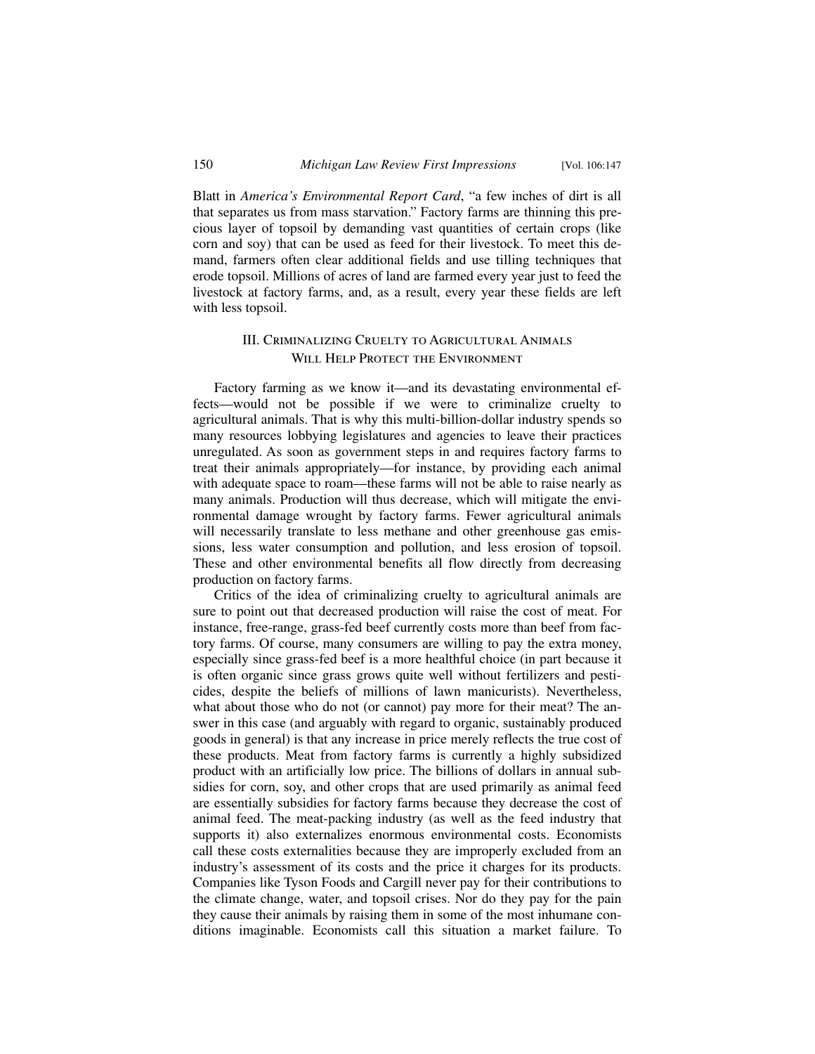Blatt in *America's Environmental Report Card*, "a few inches of dirt is all that separates us from mass starvation." Factory farms are thinning this precious layer of topsoil by demanding vast quantities of certain crops (like corn and soy) that can be used as feed for their livestock. To meet this demand, farmers often clear additional fields and use tilling techniques that erode topsoil. Millions of acres of land are farmed every year just to feed the livestock at factory farms, and, as a result, every year these fields are left with less topsoil.

## III. Criminalizing Cruelty to Agricultural Animals Will Help Protect the Environment

Factory farming as we know it—and its devastating environmental effects—would not be possible if we were to criminalize cruelty to agricultural animals. That is why this multi-billion-dollar industry spends so many resources lobbying legislatures and agencies to leave their practices unregulated. As soon as government steps in and requires factory farms to treat their animals appropriately—for instance, by providing each animal with adequate space to roam—these farms will not be able to raise nearly as many animals. Production will thus decrease, which will mitigate the environmental damage wrought by factory farms. Fewer agricultural animals will necessarily translate to less methane and other greenhouse gas emissions, less water consumption and pollution, and less erosion of topsoil. These and other environmental benefits all flow directly from decreasing production on factory farms.

Critics of the idea of criminalizing cruelty to agricultural animals are sure to point out that decreased production will raise the cost of meat. For instance, free-range, grass-fed beef currently costs more than beef from factory farms. Of course, many consumers are willing to pay the extra money, especially since grass-fed beef is a more healthful choice (in part because it is often organic since grass grows quite well without fertilizers and pesticides, despite the beliefs of millions of lawn manicurists). Nevertheless, what about those who do not (or cannot) pay more for their meat? The answer in this case (and arguably with regard to organic, sustainably produced goods in general) is that any increase in price merely reflects the true cost of these products. Meat from factory farms is currently a highly subsidized product with an artificially low price. The billions of dollars in annual subsidies for corn, soy, and other crops that are used primarily as animal feed are essentially subsidies for factory farms because they decrease the cost of animal feed. The meat-packing industry (as well as the feed industry that supports it) also externalizes enormous environmental costs. Economists call these costs externalities because they are improperly excluded from an industry's assessment of its costs and the price it charges for its products. Companies like Tyson Foods and Cargill never pay for their contributions to the climate change, water, and topsoil crises. Nor do they pay for the pain they cause their animals by raising them in some of the most inhumane conditions imaginable. Economists call this situation a market failure. To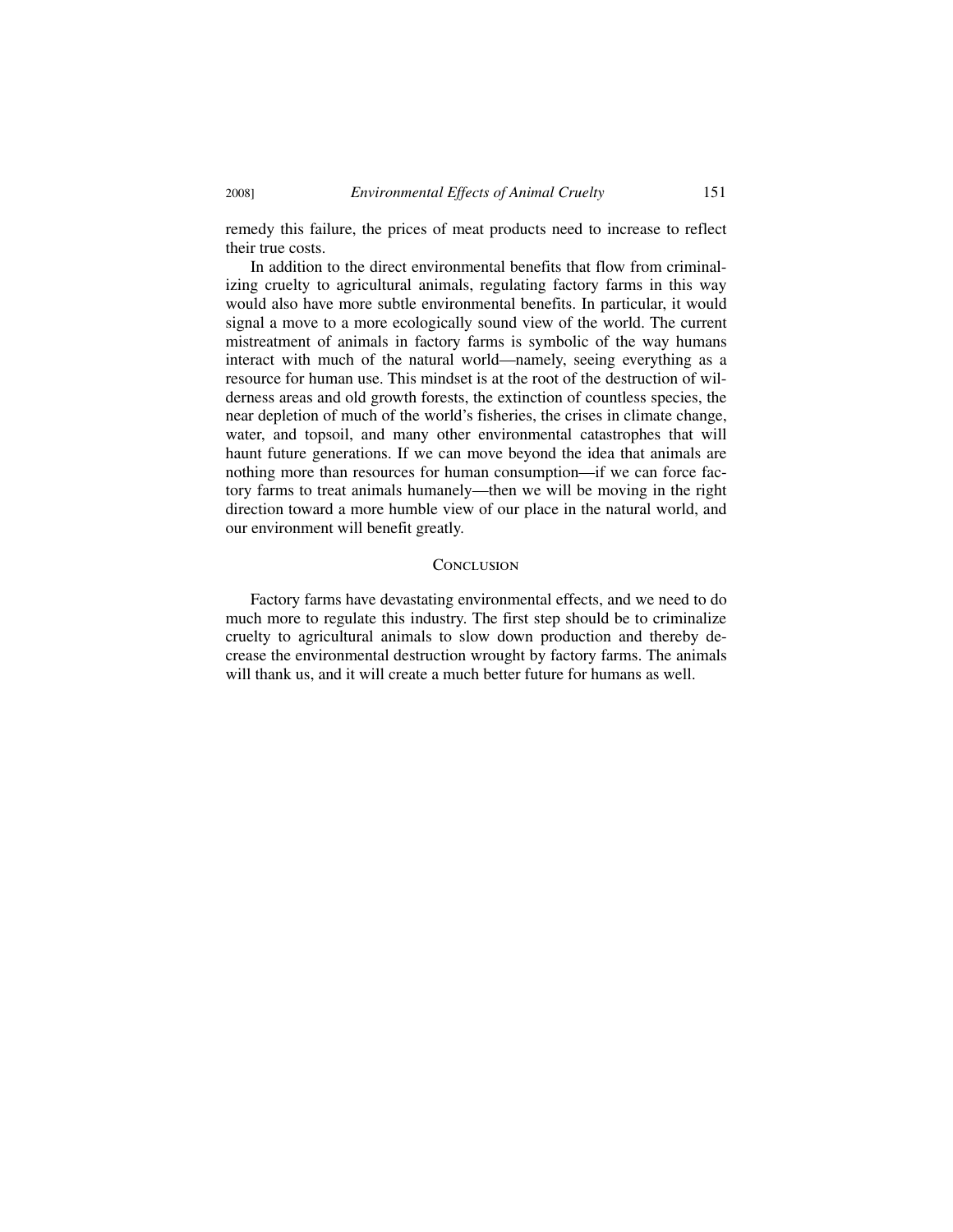remedy this failure, the prices of meat products need to increase to reflect their true costs.

In addition to the direct environmental benefits that flow from criminalizing cruelty to agricultural animals, regulating factory farms in this way would also have more subtle environmental benefits. In particular, it would signal a move to a more ecologically sound view of the world. The current mistreatment of animals in factory farms is symbolic of the way humans interact with much of the natural world—namely, seeing everything as a resource for human use. This mindset is at the root of the destruction of wilderness areas and old growth forests, the extinction of countless species, the near depletion of much of the world's fisheries, the crises in climate change, water, and topsoil, and many other environmental catastrophes that will haunt future generations. If we can move beyond the idea that animals are nothing more than resources for human consumption—if we can force factory farms to treat animals humanely—then we will be moving in the right direction toward a more humble view of our place in the natural world, and our environment will benefit greatly.

## Conclusion

Factory farms have devastating environmental effects, and we need to do much more to regulate this industry. The first step should be to criminalize cruelty to agricultural animals to slow down production and thereby decrease the environmental destruction wrought by factory farms. The animals will thank us, and it will create a much better future for humans as well.